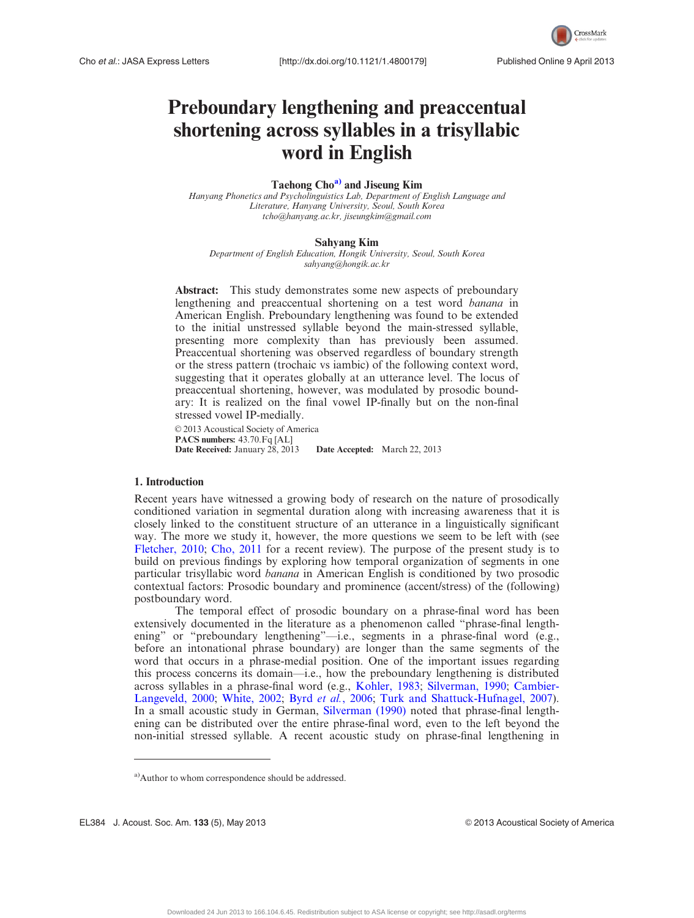# Preboundary lengthening and preaccentual shortening across syllables in a trisyllabic word in English

**Taehong Cho[a] and Jiseung Kim**

*Hanyang Phonetics and Psycholinguistics Lab, Department of English Language and Literature, Hanyang University, Seoul, South Korea*
*tcho@hanyang.ac.kr, jiseungkim@gmail.com*

**Sahyang Kim**

*Department of English Education, Hongik University, Seoul, South Korea*
*sahyang@hongik.ac.kr*

**Abstract:** This study demonstrates some new aspects of preboundary lengthening and preaccentual shortening on a test word *banana* in American English. Preboundary lengthening was found to be extended to the initial unstressed syllable beyond the main-stressed syllable, presenting more complexity than has previously been assumed. Preaccentual shortening was observed regardless of boundary strength or the stress pattern (trochaic vs iambic) of the following context word, suggesting that it operates globally at an utterance level. The locus of preaccentual shortening, however, was modulated by prosodic boundary: It is realized on the final vowel IP-finally but on the non-final stressed vowel IP-medially.

© 2013 Acoustical Society of America
**PACS numbers:** 43.70.Fq [AL]
**Date Received:** January 28, 2013 **Date Accepted:** March 22, 2013

## 1. Introduction

Recent years have witnessed a growing body of research on the nature of prosodically conditioned variation in segmental duration along with increasing awareness that it is closely linked to the constituent structure of an utterance in a linguistically significant way. The more we study it, however, the more questions we seem to be left with (see Fletcher, 2010; Cho, 2011 for a recent review). The purpose of the present study is to build on previous findings by exploring how temporal organization of segments in one particular trisyllabic word *banana* in American English is conditioned by two prosodic contextual factors: Prosodic boundary and prominence (accent/stress) of the (following) postboundary word.

The temporal effect of prosodic boundary on a phrase-final word has been extensively documented in the literature as a phenomenon called "phrase-final lengthening" or "preboundary lengthening"—i.e., segments in a phrase-final word (e.g., before an intonational phrase boundary) are longer than the same segments of the word that occurs in a phrase-medial position. One of the important issues regarding this process concerns its domain—i.e., how the preboundary lengthening is distributed across syllables in a phrase-final word (e.g., Kohler, 1983; Silverman, 1990; Cambier-Langeveld, 2000; White, 2002; Byrd *et al.*, 2006; Turk and Shattuck-Hufnagel, 2007). In a small acoustic study in German, Silverman (1990) noted that phrase-final lengthening can be distributed over the entire phrase-final word, even to the left beyond the non-initial stressed syllable. A recent acoustic study on phrase-final lengthening in

[a]Author to whom correspondence should be addressed.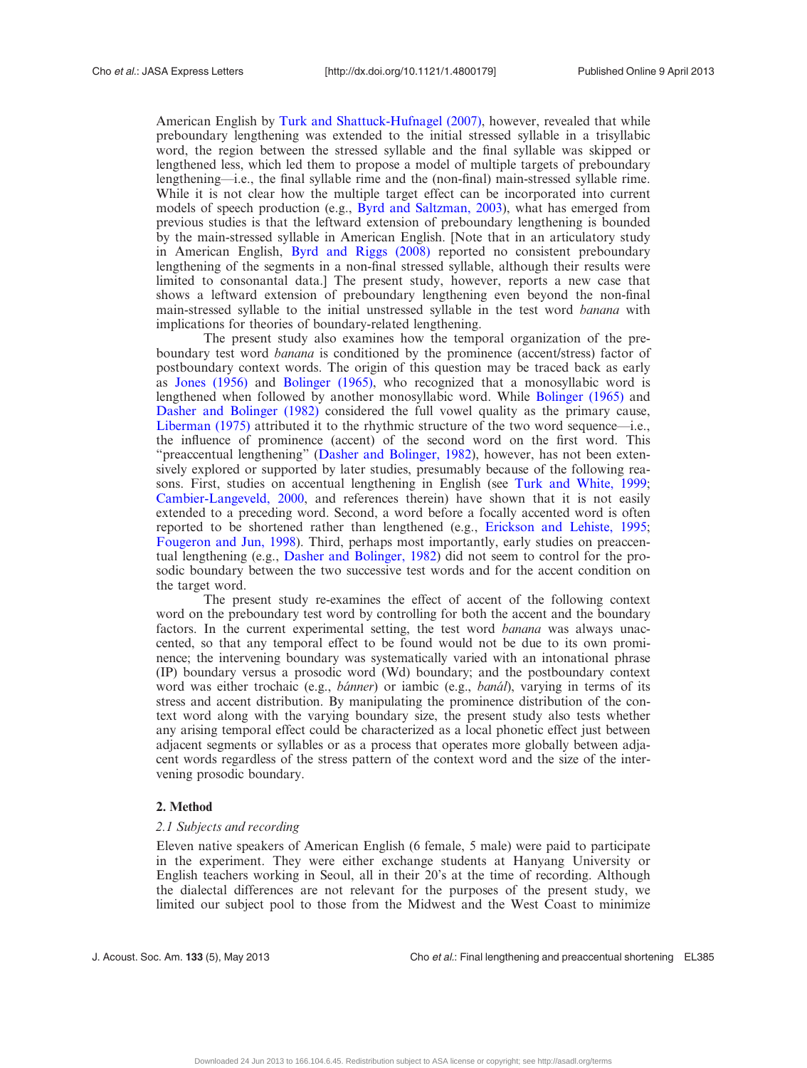American English by Turk and Shattuck-Hufnagel (2007), however, revealed that while preboundary lengthening was extended to the initial stressed syllable in a trisyllabic word, the region between the stressed syllable and the final syllable was skipped or lengthened less, which led them to propose a model of multiple targets of preboundary lengthening—i.e., the final syllable rime and the (non-final) main-stressed syllable rime. While it is not clear how the multiple target effect can be incorporated into current models of speech production (e.g., Byrd and Saltzman, 2003), what has emerged from previous studies is that the leftward extension of preboundary lengthening is bounded by the main-stressed syllable in American English. [Note that in an articulatory study in American English, Byrd and Riggs (2008) reported no consistent preboundary lengthening of the segments in a non-final stressed syllable, although their results were limited to consonantal data.] The present study, however, reports a new case that shows a leftward extension of preboundary lengthening even beyond the non-final main-stressed syllable to the initial unstressed syllable in the test word *banana* with implications for theories of boundary-related lengthening.

The present study also examines how the temporal organization of the preboundary test word *banana* is conditioned by the prominence (accent/stress) factor of postboundary context words. The origin of this question may be traced back as early as Jones (1956) and Bolinger (1965), who recognized that a monosyllabic word is lengthened when followed by another monosyllabic word. While Bolinger (1965) and Dasher and Bolinger (1982) considered the full vowel quality as the primary cause, Liberman (1975) attributed it to the rhythmic structure of the two word sequence—i.e., the influence of prominence (accent) of the second word on the first word. This "preaccentual lengthening" (Dasher and Bolinger, 1982), however, has not been extensively explored or supported by later studies, presumably because of the following reasons. First, studies on accentual lengthening in English (see Turk and White, 1999; Cambier-Langeveld, 2000, and references therein) have shown that it is not easily extended to a preceding word. Second, a word before a focally accented word is often reported to be shortened rather than lengthened (e.g., Erickson and Lehiste, 1995; Fougeron and Jun, 1998). Third, perhaps most importantly, early studies on preaccentual lengthening (e.g., Dasher and Bolinger, 1982) did not seem to control for the prosodic boundary between the two successive test words and for the accent condition on the target word.

The present study re-examines the effect of accent of the following context word on the preboundary test word by controlling for both the accent and the boundary factors. In the current experimental setting, the test word *banana* was always unaccented, so that any temporal effect to be found would not be due to its own prominence; the intervening boundary was systematically varied with an intonational phrase (IP) boundary versus a prosodic word (Wd) boundary; and the postboundary context word was either trochaic (e.g., *bánner*) or iambic (e.g., *banál*), varying in terms of its stress and accent distribution. By manipulating the prominence distribution of the context word along with the varying boundary size, the present study also tests whether any arising temporal effect could be characterized as a local phonetic effect just between adjacent segments or syllables or as a process that operates more globally between adjacent words regardless of the stress pattern of the context word and the size of the intervening prosodic boundary.

## 2. Method

### 2.1 Subjects and recording

Eleven native speakers of American English (6 female, 5 male) were paid to participate in the experiment. They were either exchange students at Hanyang University or English teachers working in Seoul, all in their 20's at the time of recording. Although the dialectal differences are not relevant for the purposes of the present study, we limited our subject pool to those from the Midwest and the West Coast to minimize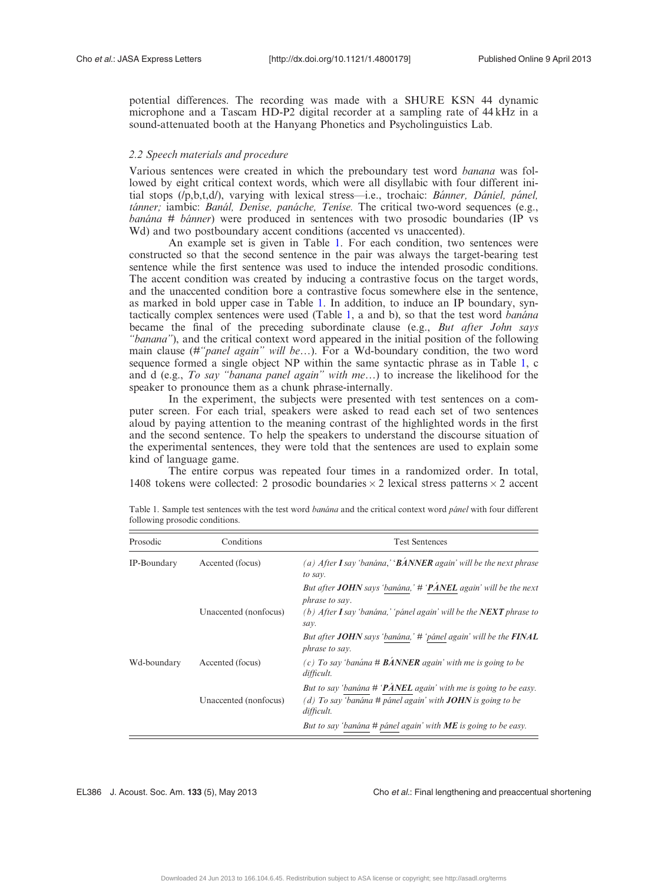potential differences. The recording was made with a SHURE KSN 44 dynamic microphone and a Tascam HD-P2 digital recorder at a sampling rate of 44 kHz in a sound-attenuated booth at the Hanyang Phonetics and Psycholinguistics Lab.

### 2.2 Speech materials and procedure

Various sentences were created in which the preboundary test word *banana* was followed by eight critical context words, which were all disyllabic with four different initial stops (/p,b,t,d/), varying with lexical stress—i.e., trochaic: *Bánner, Dániel, pánel, tánner;* iambic: *Banál, Deníse, panáche, Teníse.* The critical two-word sequences (e.g., *banána # bánner*) were produced in sentences with two prosodic boundaries (IP vs Wd) and two postboundary accent conditions (accented vs unaccented).

An example set is given in Table 1. For each condition, two sentences were constructed so that the second sentence in the pair was always the target-bearing test sentence while the first sentence was used to induce the intended prosodic conditions. The accent condition was created by inducing a contrastive focus on the target words, and the unaccented condition bore a contrastive focus somewhere else in the sentence, as marked in bold upper case in Table 1. In addition, to induce an IP boundary, syntactically complex sentences were used (Table 1, a and b), so that the test word *banána* became the final of the preceding subordinate clause (e.g., *But after John says "banana"*), and the critical context word appeared in the initial position of the following main clause (#*"panel again" will be*…). For a Wd-boundary condition, the two word sequence formed a single object NP within the same syntactic phrase as in Table 1, c and d (e.g., *To say "banana panel again" with me*…) to increase the likelihood for the speaker to pronounce them as a chunk phrase-internally.

In the experiment, the subjects were presented with test sentences on a computer screen. For each trial, speakers were asked to read each set of two sentences aloud by paying attention to the meaning contrast of the highlighted words in the first and the second sentence. To help the speakers to understand the discourse situation of the experimental sentences, they were told that the sentences are used to explain some kind of language game.

The entire corpus was repeated four times in a randomized order. In total, 1408 tokens were collected: 2 prosodic boundaries × 2 lexical stress patterns × 2 accent

Table 1. Sample test sentences with the test word *banána* and the critical context word *pánel* with four different following prosodic conditions.

| Prosodic | Conditions | Test Sentences |
|---|---|---|
| IP-Boundary | Accented (focus) | *(a) After* ***I*** *say 'banána,' '***BÁNNER*** *again' will be the next phrase to say.* |
| | | *But after* ***JOHN*** *says 'banána,' # '***PÁNEL*** *again' will be the next phrase to say.* |
| | Unaccented (nonfocus) | *(b) After* ***I*** *say 'banána,' 'pánel again' will be the* ***NEXT*** *phrase to say.* |
| | | *But after* ***JOHN*** *says 'banána,' # 'pánel again' will be the* ***FINAL*** *phrase to say.* |
| Wd-boundary | Accented (focus) | *(c) To say 'banána #* ***BÁNNER*** *again' with me is going to be difficult.* |
| | | *But to say 'banána # '***PÁNEL*** *again' with me is going to be easy.* |
| | Unaccented (nonfocus) | *(d) To say 'banána # pánel again' with* ***JOHN*** *is going to be difficult.* |
| | | *But to say 'banána # pánel again' with* ***ME*** *is going to be easy.* |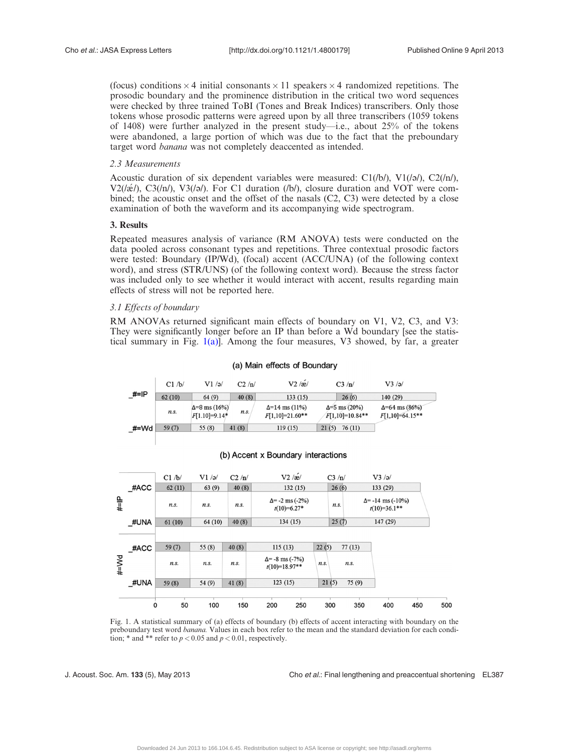(focus) conditions × 4 initial consonants × 11 speakers × 4 randomized repetitions. The prosodic boundary and the prominence distribution in the critical two word sequences were checked by three trained ToBI (Tones and Break Indices) transcribers. Only those tokens whose prosodic patterns were agreed upon by all three transcribers (1059 tokens of 1408) were further analyzed in the present study—i.e., about 25% of the tokens were abandoned, a large portion of which was due to the fact that the preboundary target word *banana* was not completely deaccented as intended.

### 2.3 *Measurements*

Acoustic duration of six dependent variables were measured: C1(/b/), V1(/ə/), C2(/n/), V2(/ǽ/), C3(/n/), V3(/ə/). For C1 duration (/b/), closure duration and VOT were combined; the acoustic onset and the offset of the nasals (C2, C3) were detected by a close examination of both the waveform and its accompanying wide spectrogram.

## 3. Results

Repeated measures analysis of variance (RM ANOVA) tests were conducted on the data pooled across consonant types and repetitions. Three contextual prosodic factors were tested: Boundary (IP/Wd), (focal) accent (ACC/UNA) (of the following context word), and stress (STR/UNS) (of the following context word). Because the stress factor was included only to see whether it would interact with accent, results regarding main effects of stress will not be reported here.

### 3.1 *Effects of boundary*

RM ANOVAs returned significant main effects of boundary on V1, V2, C3, and V3: They were significantly longer before an IP than before a Wd boundary [see the statistical summary in Fig. 1(a)]. Among the four measures, V3 showed, by far, a greater

**(a) Main effects of Boundary**

| | C1 /b/ | V1 /ə/ | C2 /n/ | V2 /ǽ/ | C3 /n/ | V3 /ə/ |
|---|---|---|---|---|---|---|
| _#=IP | 62 (10) | 64 (9) | 40 (8) | 133 (15) | 26 (6) | 140 (29) |
| | *n.s.* | Δ=8 ms (16%) $F[1,10]=9.14^*$ | *n.s.* | Δ=14 ms (11%) $F[1,10]=21.60^{**}$ | Δ=5 ms (20%) $F[1,10]=10.84^{**}$ | Δ=64 ms (86%) $F[1,10]=64.15^{**}$ |
| _#=Wd | 59 (7) | 55 (8) | 41 (8) | 119 (15) | 21 (5) | 76 (11) |

**(b) Accent x Boundary interactions**

| | | C1 /b/ | V1 /ə/ | C2 /n/ | V2 /ǽ/ | C3 /n/ | V3 /ə/ |
|---|---|---|---|---|---|---|---|
| #=IP | _#ACC | 62 (11) | 63 (9) | 40 (8) | 132 (15) | 26 (6) | 133 (29) |
| | | *n.s.* | *n.s.* | *n.s.* | Δ= -2 ms (-2%) $t(10)=6.27^*$ | *n.s.* | Δ= -14 ms (-10%) $t(10)=36.1^{**}$ |
| | _#UNA | 61 (10) | 64 (10) | 40 (8) | 134 (15) | 25 (7) | 147 (29) |
| #=Wd | _#ACC | 59 (7) | 55 (8) | 40 (8) | 115 (13) | 22 (5) | 77 (13) |
| | | *n.s.* | *n.s.* | *n.s.* | Δ= -8 ms (-7%) $t(10)=18.97^{**}$ | *n.s.* | *n.s.* |
| | _#UNA | 59 (8) | 54 (9) | 41 (8) | 123 (15) | 21 (5) | 75 (9) |

Fig. 1. A statistical summary of (a) effects of boundary (b) effects of accent interacting with boundary on the preboundary test word *banana.* Values in each box refer to the mean and the standard deviation for each condition; * and ** refer to $p < 0.05$ and $p < 0.01$, respectively.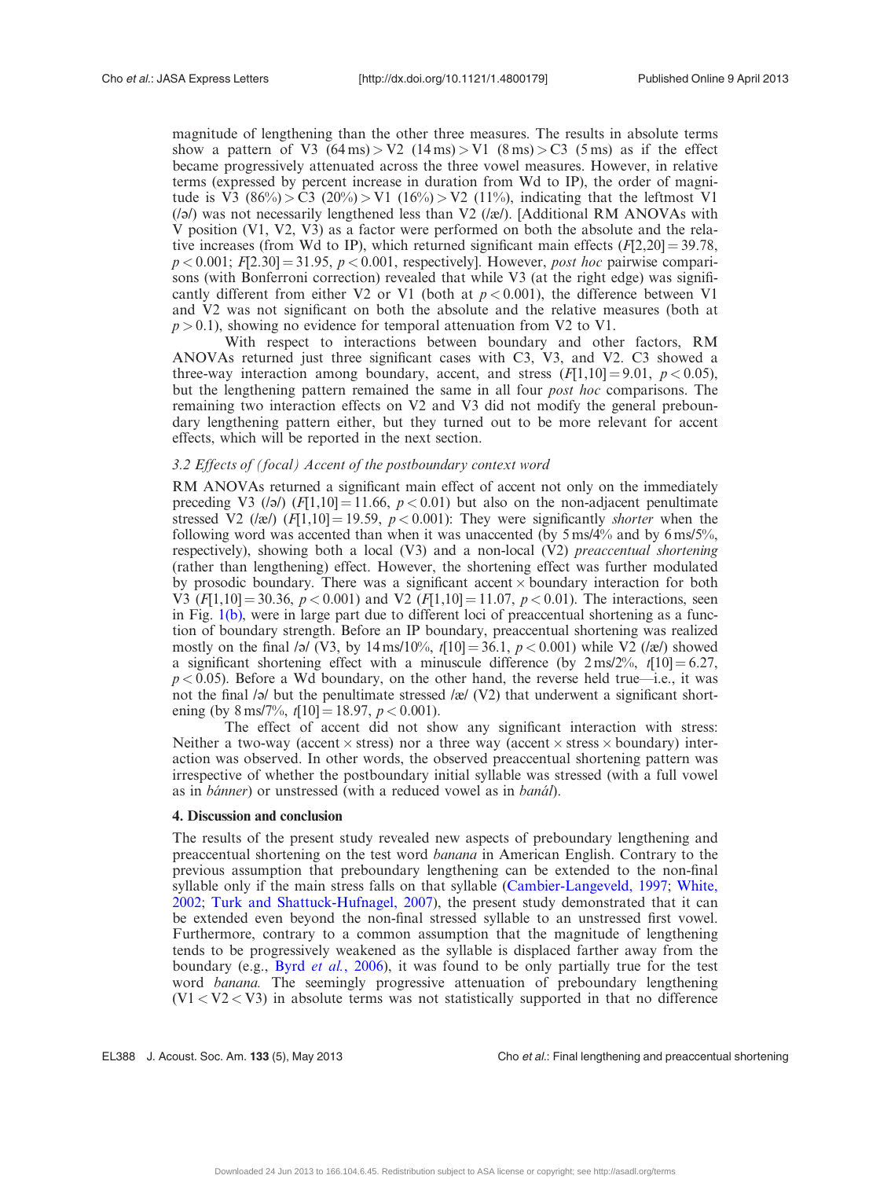magnitude of lengthening than the other three measures. The results in absolute terms show a pattern of V3 (64 ms) > V2 (14 ms) > V1 (8 ms) > C3 (5 ms) as if the effect became progressively attenuated across the three vowel measures. However, in relative terms (expressed by percent increase in duration from Wd to IP), the order of magnitude is V3 (86%) > C3 (20%) > V1 (16%) > V2 (11%), indicating that the leftmost V1 (/ə/) was not necessarily lengthened less than V2 (/æ/). [Additional RM ANOVAs with V position (V1, V2, V3) as a factor were performed on both the absolute and the relative increases (from Wd to IP), which returned significant main effects ($F[2,20] = 39.78$, $p < 0.001$; $F[2.30] = 31.95$, $p < 0.001$, respectively]. However, *post hoc* pairwise comparisons (with Bonferroni correction) revealed that while V3 (at the right edge) was significantly different from either V2 or V1 (both at $p < 0.001$), the difference between V1 and V2 was not significant on both the absolute and the relative measures (both at $p > 0.1$), showing no evidence for temporal attenuation from V2 to V1.

With respect to interactions between boundary and other factors, RM ANOVAs returned just three significant cases with C3, V3, and V2. C3 showed a three-way interaction among boundary, accent, and stress ($F[1,10] = 9.01$, $p < 0.05$), but the lengthening pattern remained the same in all four *post hoc* comparisons. The remaining two interaction effects on V2 and V3 did not modify the general preboundary lengthening pattern either, but they turned out to be more relevant for accent effects, which will be reported in the next section.

### *3.2 Effects of (focal) Accent of the postboundary context word*

RM ANOVAs returned a significant main effect of accent not only on the immediately preceding V3 (/ə/) ($F[1,10] = 11.66$, $p < 0.01$) but also on the non-adjacent penultimate stressed V2 (/æ/) ($F[1,10] = 19.59$, $p < 0.001$): They were significantly *shorter* when the following word was accented than when it was unaccented (by 5 ms/4% and by 6 ms/5%, respectively), showing both a local (V3) and a non-local (V2) *preaccentual shortening* (rather than lengthening) effect. However, the shortening effect was further modulated by prosodic boundary. There was a significant accent × boundary interaction for both V3 ($F[1,10] = 30.36$, $p < 0.001$) and V2 ($F[1,10] = 11.07$, $p < 0.01$). The interactions, seen in Fig. 1(b), were in large part due to different loci of preaccentual shortening as a function of boundary strength. Before an IP boundary, preaccentual shortening was realized mostly on the final /ə/ (V3, by 14 ms/10%, $t[10] = 36.1$, $p < 0.001$) while V2 (/æ/) showed a significant shortening effect with a minuscule difference (by 2 ms/2%, $t[10] = 6.27$, $p < 0.05$). Before a Wd boundary, on the other hand, the reverse held true—i.e., it was not the final /ə/ but the penultimate stressed /æ/ (V2) that underwent a significant shortening (by 8 ms/7%, $t[10] = 18.97$, $p < 0.001$).

The effect of accent did not show any significant interaction with stress: Neither a two-way (accent × stress) nor a three way (accent × stress × boundary) interaction was observed. In other words, the observed preaccentual shortening pattern was irrespective of whether the postboundary initial syllable was stressed (with a full vowel as in *bánner*) or unstressed (with a reduced vowel as in *banál*).

## 4. Discussion and conclusion

The results of the present study revealed new aspects of preboundary lengthening and preaccentual shortening on the test word *banana* in American English. Contrary to the previous assumption that preboundary lengthening can be extended to the non-final syllable only if the main stress falls on that syllable (Cambier-Langeveld, 1997; White, 2002; Turk and Shattuck-Hufnagel, 2007), the present study demonstrated that it can be extended even beyond the non-final stressed syllable to an unstressed first vowel. Furthermore, contrary to a common assumption that the magnitude of lengthening tends to be progressively weakened as the syllable is displaced farther away from the boundary (e.g., Byrd *et al.*, 2006), it was found to be only partially true for the test word *banana.* The seemingly progressive attenuation of preboundary lengthening (V1 < V2 < V3) in absolute terms was not statistically supported in that no difference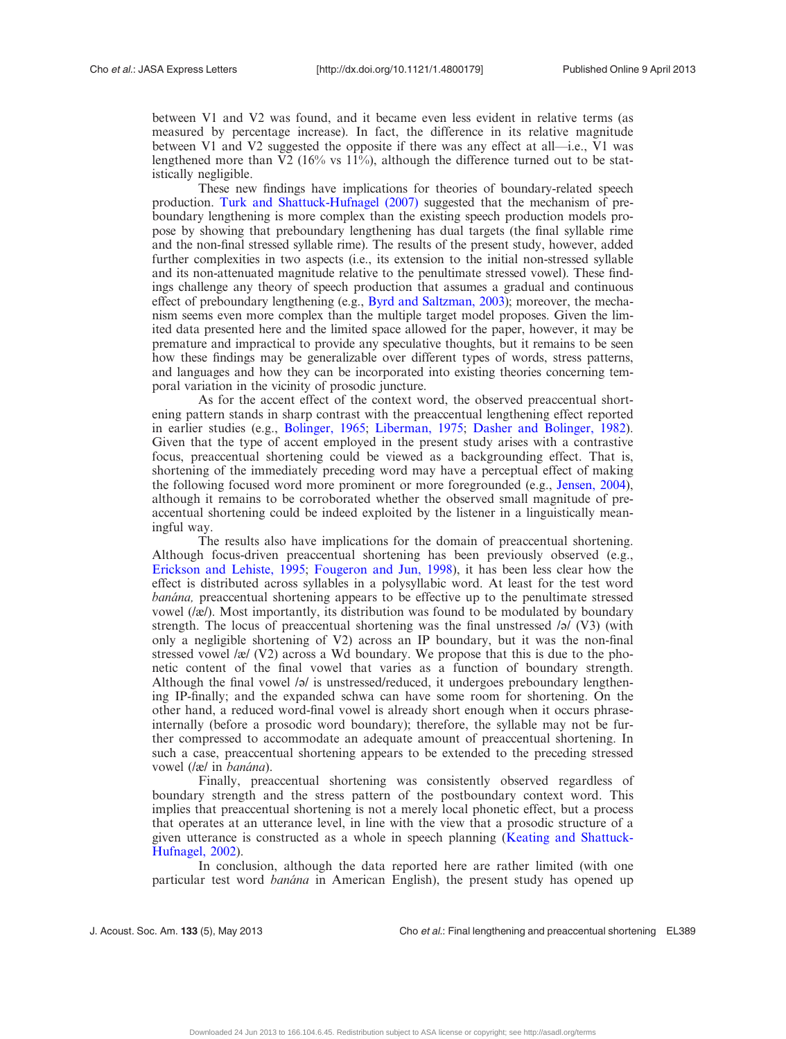between V1 and V2 was found, and it became even less evident in relative terms (as measured by percentage increase). In fact, the difference in its relative magnitude between V1 and V2 suggested the opposite if there was any effect at all—i.e., V1 was lengthened more than V2 (16% vs 11%), although the difference turned out to be statistically negligible.

These new findings have implications for theories of boundary-related speech production. Turk and Shattuck-Hufnagel (2007) suggested that the mechanism of preboundary lengthening is more complex than the existing speech production models propose by showing that preboundary lengthening has dual targets (the final syllable rime and the non-final stressed syllable rime). The results of the present study, however, added further complexities in two aspects (i.e., its extension to the initial non-stressed syllable and its non-attenuated magnitude relative to the penultimate stressed vowel). These findings challenge any theory of speech production that assumes a gradual and continuous effect of preboundary lengthening (e.g., Byrd and Saltzman, 2003); moreover, the mechanism seems even more complex than the multiple target model proposes. Given the limited data presented here and the limited space allowed for the paper, however, it may be premature and impractical to provide any speculative thoughts, but it remains to be seen how these findings may be generalizable over different types of words, stress patterns, and languages and how they can be incorporated into existing theories concerning temporal variation in the vicinity of prosodic juncture.

As for the accent effect of the context word, the observed preaccentual shortening pattern stands in sharp contrast with the preaccentual lengthening effect reported in earlier studies (e.g., Bolinger, 1965; Liberman, 1975; Dasher and Bolinger, 1982). Given that the type of accent employed in the present study arises with a contrastive focus, preaccentual shortening could be viewed as a backgrounding effect. That is, shortening of the immediately preceding word may have a perceptual effect of making the following focused word more prominent or more foregrounded (e.g., Jensen, 2004), although it remains to be corroborated whether the observed small magnitude of preaccentual shortening could be indeed exploited by the listener in a linguistically meaningful way.

The results also have implications for the domain of preaccentual shortening. Although focus-driven preaccentual shortening has been previously observed (e.g., Erickson and Lehiste, 1995; Fougeron and Jun, 1998), it has been less clear how the effect is distributed across syllables in a polysyllabic word. At least for the test word *banána,* preaccentual shortening appears to be effective up to the penultimate stressed vowel (/æ/). Most importantly, its distribution was found to be modulated by boundary strength. The locus of preaccentual shortening was the final unstressed /ə/ (V3) (with only a negligible shortening of V2) across an IP boundary, but it was the non-final stressed vowel /æ/ (V2) across a Wd boundary. We propose that this is due to the phonetic content of the final vowel that varies as a function of boundary strength. Although the final vowel /ə/ is unstressed/reduced, it undergoes preboundary lengthening IP-finally; and the expanded schwa can have some room for shortening. On the other hand, a reduced word-final vowel is already short enough when it occurs phrase-internally (before a prosodic word boundary); therefore, the syllable may not be further compressed to accommodate an adequate amount of preaccentual shortening. In such a case, preaccentual shortening appears to be extended to the preceding stressed vowel (/æ/ in *banána*).

Finally, preaccentual shortening was consistently observed regardless of boundary strength and the stress pattern of the postboundary context word. This implies that preaccentual shortening is not a merely local phonetic effect, but a process that operates at an utterance level, in line with the view that a prosodic structure of a given utterance is constructed as a whole in speech planning (Keating and Shattuck-Hufnagel, 2002).

In conclusion, although the data reported here are rather limited (with one particular test word *banána* in American English), the present study has opened up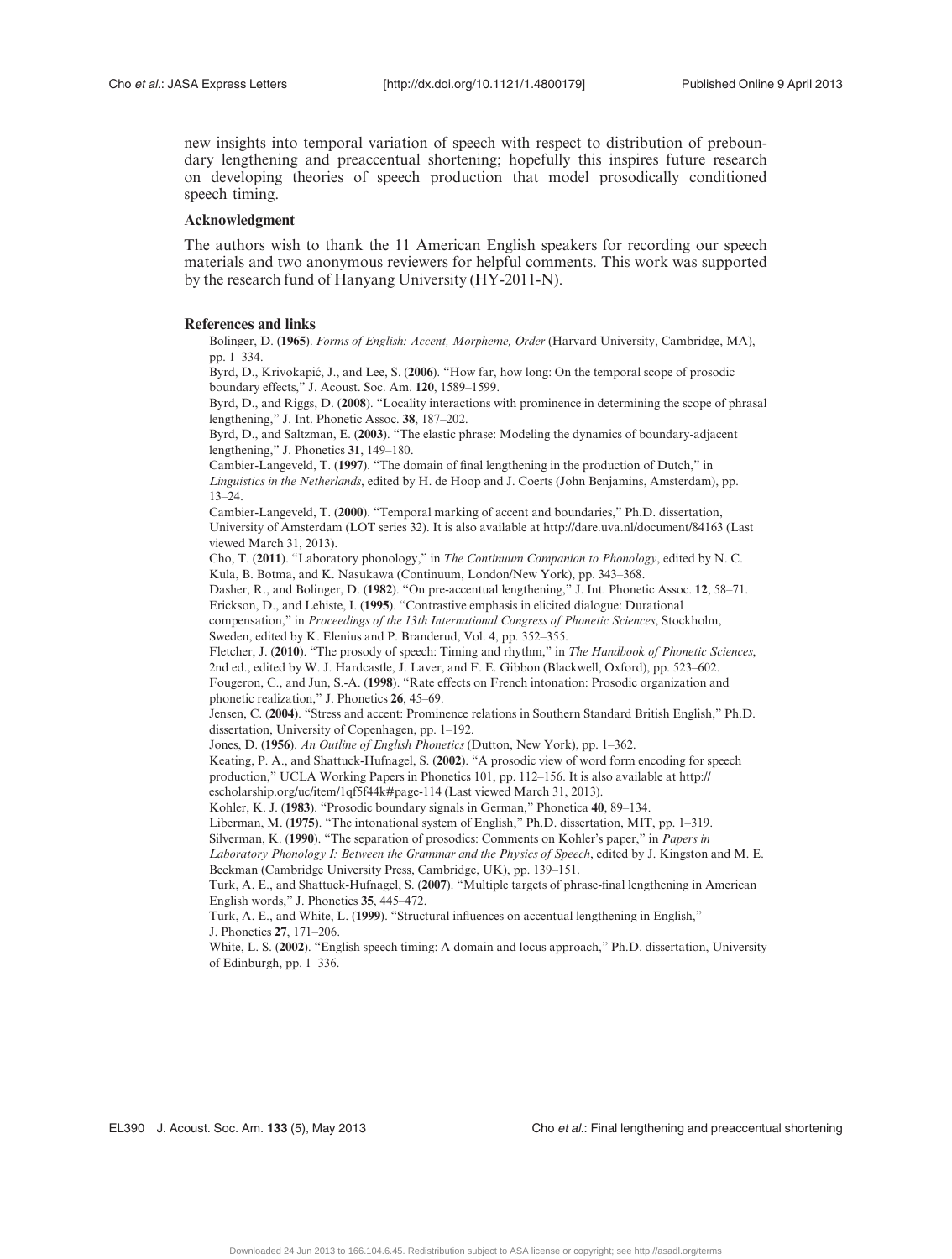new insights into temporal variation of speech with respect to distribution of preboundary lengthening and preaccentual shortening; hopefully this inspires future research on developing theories of speech production that model prosodically conditioned speech timing.

### Acknowledgment

The authors wish to thank the 11 American English speakers for recording our speech materials and two anonymous reviewers for helpful comments. This work was supported by the research fund of Hanyang University (HY-2011-N).

### References and links

Bolinger, D. (**1965**). *Forms of English: Accent, Morpheme, Order* (Harvard University, Cambridge, MA), pp. 1–334.

Byrd, D., Krivokapić, J., and Lee, S. (**2006**). "How far, how long: On the temporal scope of prosodic boundary effects," J. Acoust. Soc. Am. **120**, 1589–1599.

Byrd, D., and Riggs, D. (**2008**). "Locality interactions with prominence in determining the scope of phrasal lengthening," J. Int. Phonetic Assoc. **38**, 187–202.

Byrd, D., and Saltzman, E. (**2003**). "The elastic phrase: Modeling the dynamics of boundary-adjacent lengthening," J. Phonetics **31**, 149–180.

Cambier-Langeveld, T. (**1997**). "The domain of final lengthening in the production of Dutch," in *Linguistics in the Netherlands*, edited by H. de Hoop and J. Coerts (John Benjamins, Amsterdam), pp. 13–24.

Cambier-Langeveld, T. (**2000**). "Temporal marking of accent and boundaries," Ph.D. dissertation, University of Amsterdam (LOT series 32). It is also available at http://dare.uva.nl/document/84163 (Last viewed March 31, 2013).

Cho, T. (**2011**). "Laboratory phonology," in *The Continuum Companion to Phonology*, edited by N. C. Kula, B. Botma, and K. Nasukawa (Continuum, London/New York), pp. 343–368.

Dasher, R., and Bolinger, D. (**1982**). "On pre-accentual lengthening," J. Int. Phonetic Assoc. **12**, 58–71.

Erickson, D., and Lehiste, I. (**1995**). "Contrastive emphasis in elicited dialogue: Durational compensation," in *Proceedings of the 13th International Congress of Phonetic Sciences*, Stockholm, Sweden, edited by K. Elenius and P. Branderud, Vol. 4, pp. 352–355.

Fletcher, J. (**2010**). "The prosody of speech: Timing and rhythm," in *The Handbook of Phonetic Sciences*, 2nd ed., edited by W. J. Hardcastle, J. Laver, and F. E. Gibbon (Blackwell, Oxford), pp. 523–602.

Fougeron, C., and Jun, S.-A. (**1998**). "Rate effects on French intonation: Prosodic organization and phonetic realization," J. Phonetics **26**, 45–69.

Jensen, C. (**2004**). "Stress and accent: Prominence relations in Southern Standard British English," Ph.D. dissertation, University of Copenhagen, pp. 1–192.

Jones, D. (**1956**). *An Outline of English Phonetics* (Dutton, New York), pp. 1–362.

Keating, P. A., and Shattuck-Hufnagel, S. (**2002**). "A prosodic view of word form encoding for speech production," UCLA Working Papers in Phonetics 101, pp. 112–156. It is also available at http://escholarship.org/uc/item/1qf5f44k#page-114 (Last viewed March 31, 2013).

Kohler, K. J. (**1983**). "Prosodic boundary signals in German," Phonetica **40**, 89–134.

Liberman, M. (**1975**). "The intonational system of English," Ph.D. dissertation, MIT, pp. 1–319.

Silverman, K. (**1990**). "The separation of prosodics: Comments on Kohler's paper," in *Papers in Laboratory Phonology I: Between the Grammar and the Physics of Speech*, edited by J. Kingston and M. E. Beckman (Cambridge University Press, Cambridge, UK), pp. 139–151.

Turk, A. E., and Shattuck-Hufnagel, S. (**2007**). "Multiple targets of phrase-final lengthening in American English words," J. Phonetics **35**, 445–472.

Turk, A. E., and White, L. (**1999**). "Structural influences on accentual lengthening in English," J. Phonetics **27**, 171–206.

White, L. S. (**2002**). "English speech timing: A domain and locus approach," Ph.D. dissertation, University of Edinburgh, pp. 1–336.